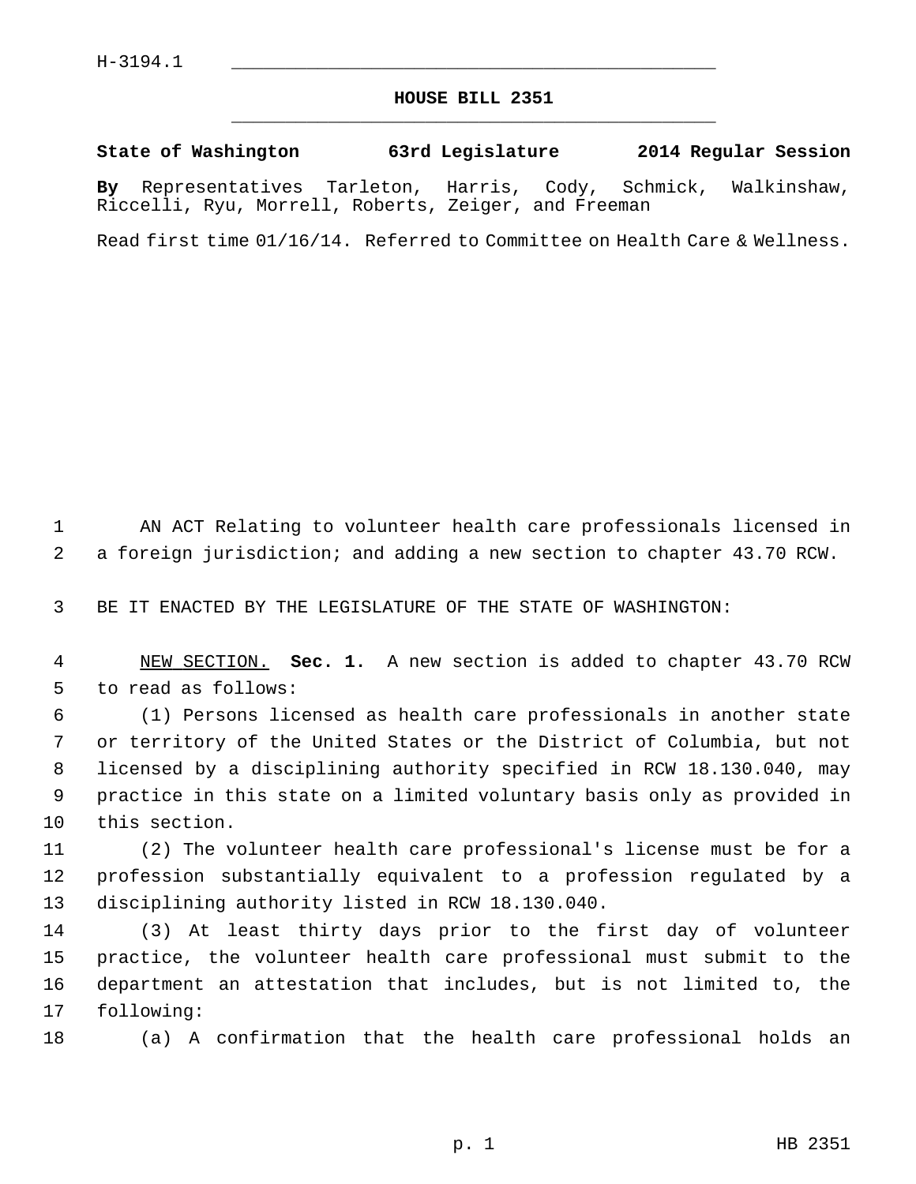H-3194.1

# HOUSE BILL 2351

**State of Washington 63rd Legislature 2014 Regular Session**

**By** Representatives Tarleton, Harris, Cody, Schmick, Walkinshaw, Riccelli, Ryu, Morrell, Roberts, Zeiger, and Freeman

Read first time 01/16/14. Referred to Committee on Health Care & Wellness.

AN ACT Relating to volunteer health care professionals licensed in a foreign jurisdiction; and adding a new section to chapter 43.70 RCW.

BE IT ENACTED BY THE LEGISLATURE OF THE STATE OF WASHINGTON:

NEW SECTION. **Sec. 1.** A new section is added to chapter 43.70 RCW to read as follows:

(1) Persons licensed as health care professionals in another state or territory of the United States or the District of Columbia, but not licensed by a disciplining authority specified in RCW 18.130.040, may practice in this state on a limited voluntary basis only as provided in this section.

(2) The volunteer health care professional's license must be for a profession substantially equivalent to a profession regulated by a disciplining authority listed in RCW 18.130.040.

(3) At least thirty days prior to the first day of volunteer practice, the volunteer health care professional must submit to the department an attestation that includes, but is not limited to, the following:

(a) A confirmation that the health care professional holds an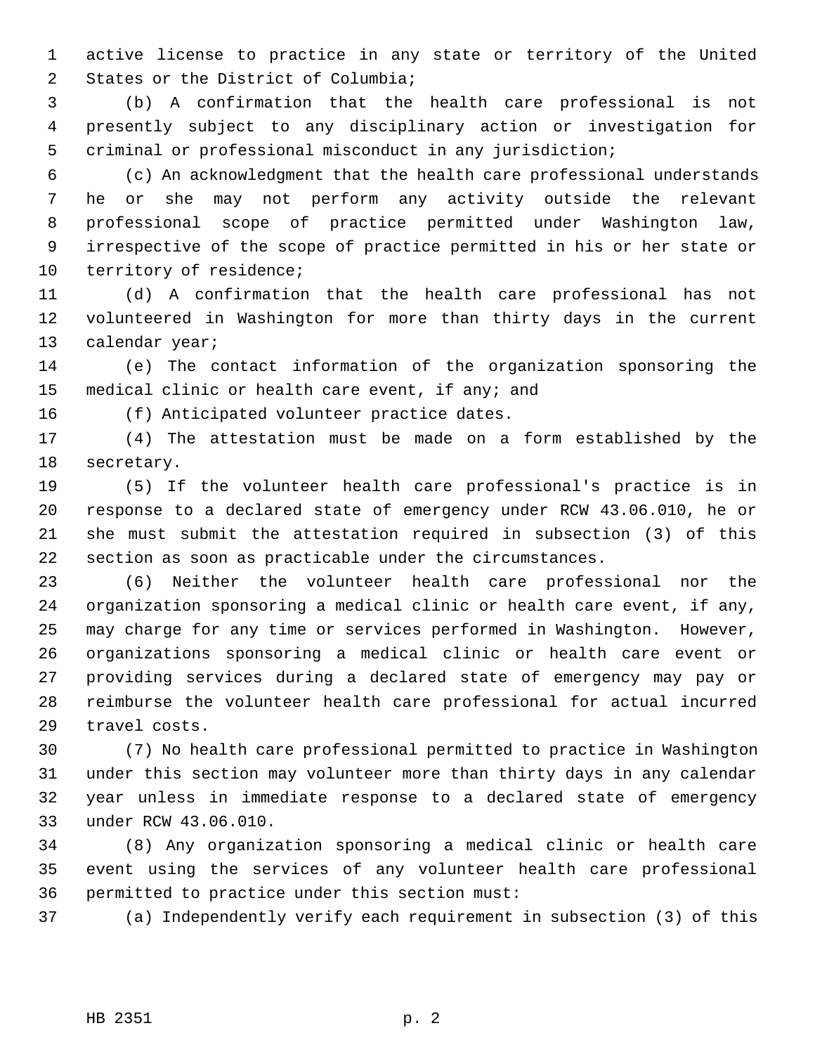active license to practice in any state or territory of the United States or the District of Columbia;

(b) A confirmation that the health care professional is not presently subject to any disciplinary action or investigation for criminal or professional misconduct in any jurisdiction;

(c) An acknowledgment that the health care professional understands he or she may not perform any activity outside the relevant professional scope of practice permitted under Washington law, irrespective of the scope of practice permitted in his or her state or territory of residence;

(d) A confirmation that the health care professional has not volunteered in Washington for more than thirty days in the current calendar year;

(e) The contact information of the organization sponsoring the medical clinic or health care event, if any; and

(f) Anticipated volunteer practice dates.

(4) The attestation must be made on a form established by the secretary.

(5) If the volunteer health care professional's practice is in response to a declared state of emergency under RCW 43.06.010, he or she must submit the attestation required in subsection (3) of this section as soon as practicable under the circumstances.

(6) Neither the volunteer health care professional nor the organization sponsoring a medical clinic or health care event, if any, may charge for any time or services performed in Washington. However, organizations sponsoring a medical clinic or health care event or providing services during a declared state of emergency may pay or reimburse the volunteer health care professional for actual incurred travel costs.

(7) No health care professional permitted to practice in Washington under this section may volunteer more than thirty days in any calendar year unless in immediate response to a declared state of emergency under RCW 43.06.010.

(8) Any organization sponsoring a medical clinic or health care event using the services of any volunteer health care professional permitted to practice under this section must:

(a) Independently verify each requirement in subsection (3) of this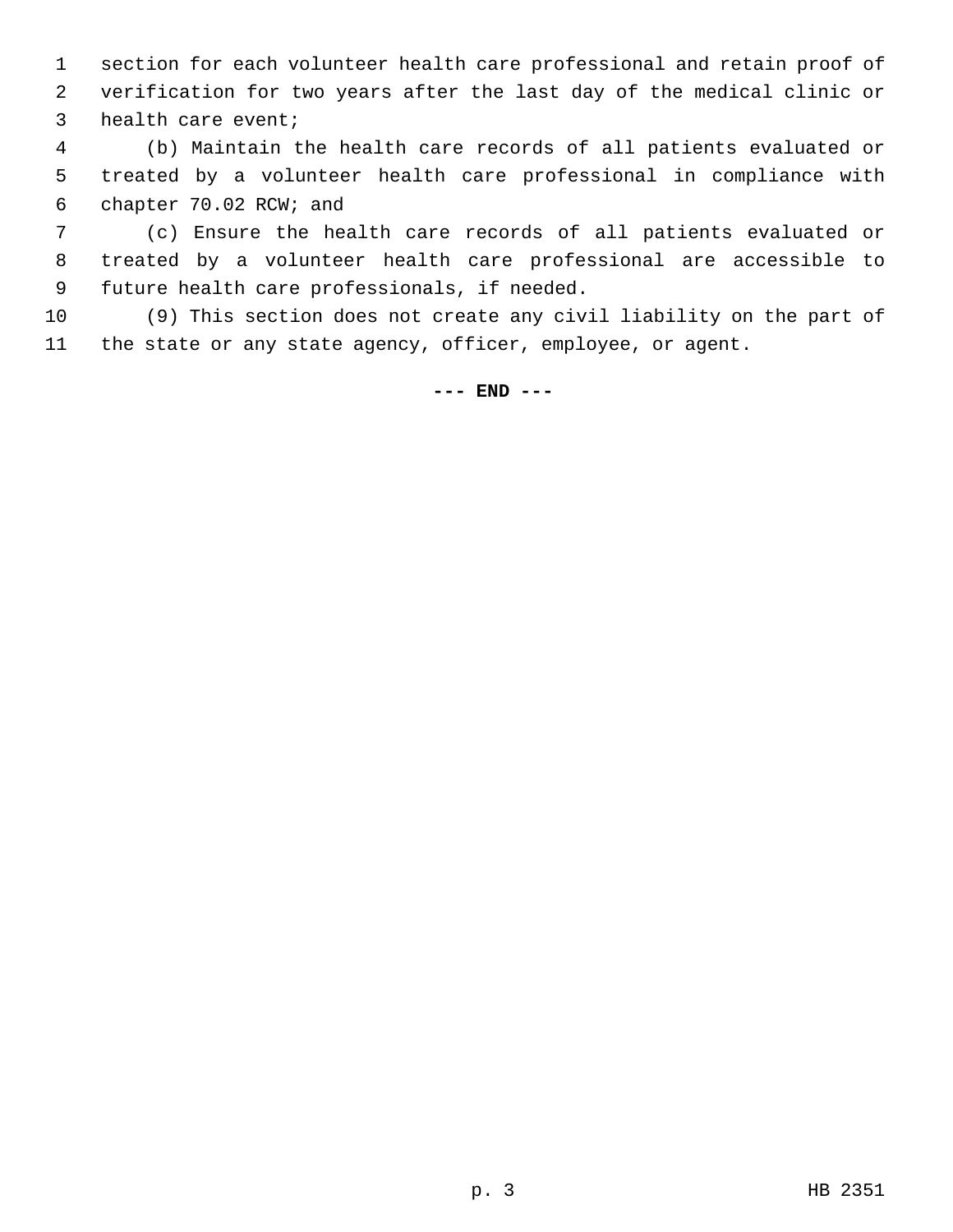section for each volunteer health care professional and retain proof of verification for two years after the last day of the medical clinic or health care event;

(b) Maintain the health care records of all patients evaluated or treated by a volunteer health care professional in compliance with chapter 70.02 RCW; and

(c) Ensure the health care records of all patients evaluated or treated by a volunteer health care professional are accessible to future health care professionals, if needed.

(9) This section does not create any civil liability on the part of the state or any state agency, officer, employee, or agent.

**--- END ---**